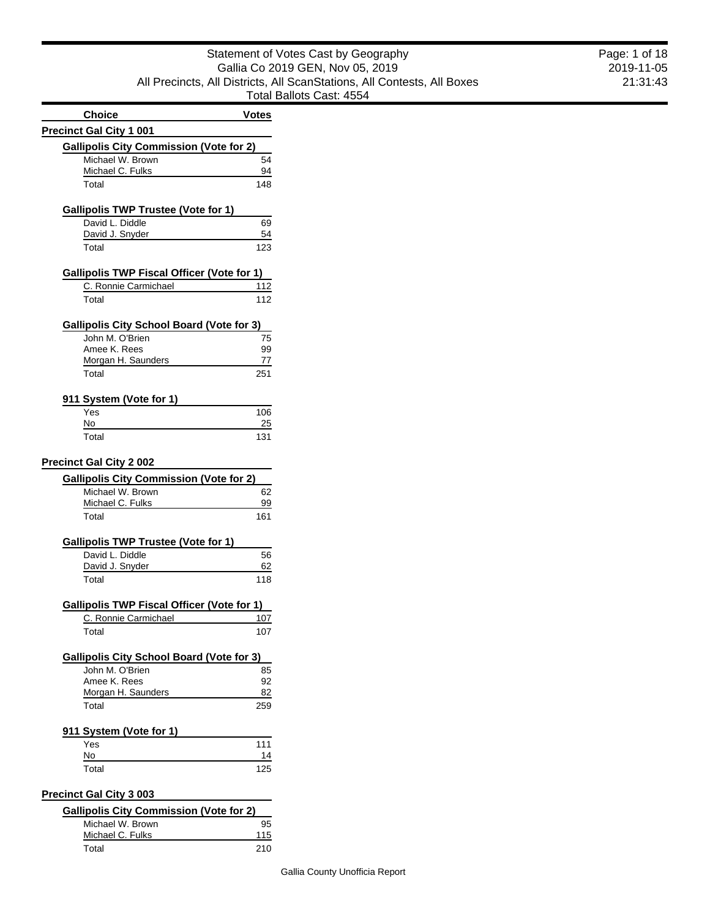# Statement of Votes Cast by Geography

Gallia Co 2019 GEN, Nov 05, 2019

All Precincts, All Districts, All ScanStations, All Contests, All Boxes

Total Ballots Cast: 4554

| Choice | Votes |
|---|---|

## Precinct Gal City 1 001

### Gallipolis City Commission (Vote for 2)

| Choice | Votes |
|---|---|
| Michael W. Brown | 54 |
| Michael C. Fulks | 94 |
| Total | 148 |

### Gallipolis TWP Trustee (Vote for 1)

| Choice | Votes |
|---|---|
| David L. Diddle | 69 |
| David J. Snyder | 54 |
| Total | 123 |

### Gallipolis TWP Fiscal Officer (Vote for 1)

| Choice | Votes |
|---|---|
| C. Ronnie Carmichael | 112 |
| Total | 112 |

### Gallipolis City School Board (Vote for 3)

| Choice | Votes |
|---|---|
| John M. O'Brien | 75 |
| Amee K. Rees | 99 |
| Morgan H. Saunders | 77 |
| Total | 251 |

### 911 System (Vote for 1)

| Choice | Votes |
|---|---|
| Yes | 106 |
| No | 25 |
| Total | 131 |

## Precinct Gal City 2 002

### Gallipolis City Commission (Vote for 2)

| Choice | Votes |
|---|---|
| Michael W. Brown | 62 |
| Michael C. Fulks | 99 |
| Total | 161 |

### Gallipolis TWP Trustee (Vote for 1)

| Choice | Votes |
|---|---|
| David L. Diddle | 56 |
| David J. Snyder | 62 |
| Total | 118 |

### Gallipolis TWP Fiscal Officer (Vote for 1)

| Choice | Votes |
|---|---|
| C. Ronnie Carmichael | 107 |
| Total | 107 |

### Gallipolis City School Board (Vote for 3)

| Choice | Votes |
|---|---|
| John M. O'Brien | 85 |
| Amee K. Rees | 92 |
| Morgan H. Saunders | 82 |
| Total | 259 |

### 911 System (Vote for 1)

| Choice | Votes |
|---|---|
| Yes | 111 |
| No | 14 |
| Total | 125 |

## Precinct Gal City 3 003

### Gallipolis City Commission (Vote for 2)

| Choice | Votes |
|---|---|
| Michael W. Brown | 95 |
| Michael C. Fulks | 115 |
| Total | 210 |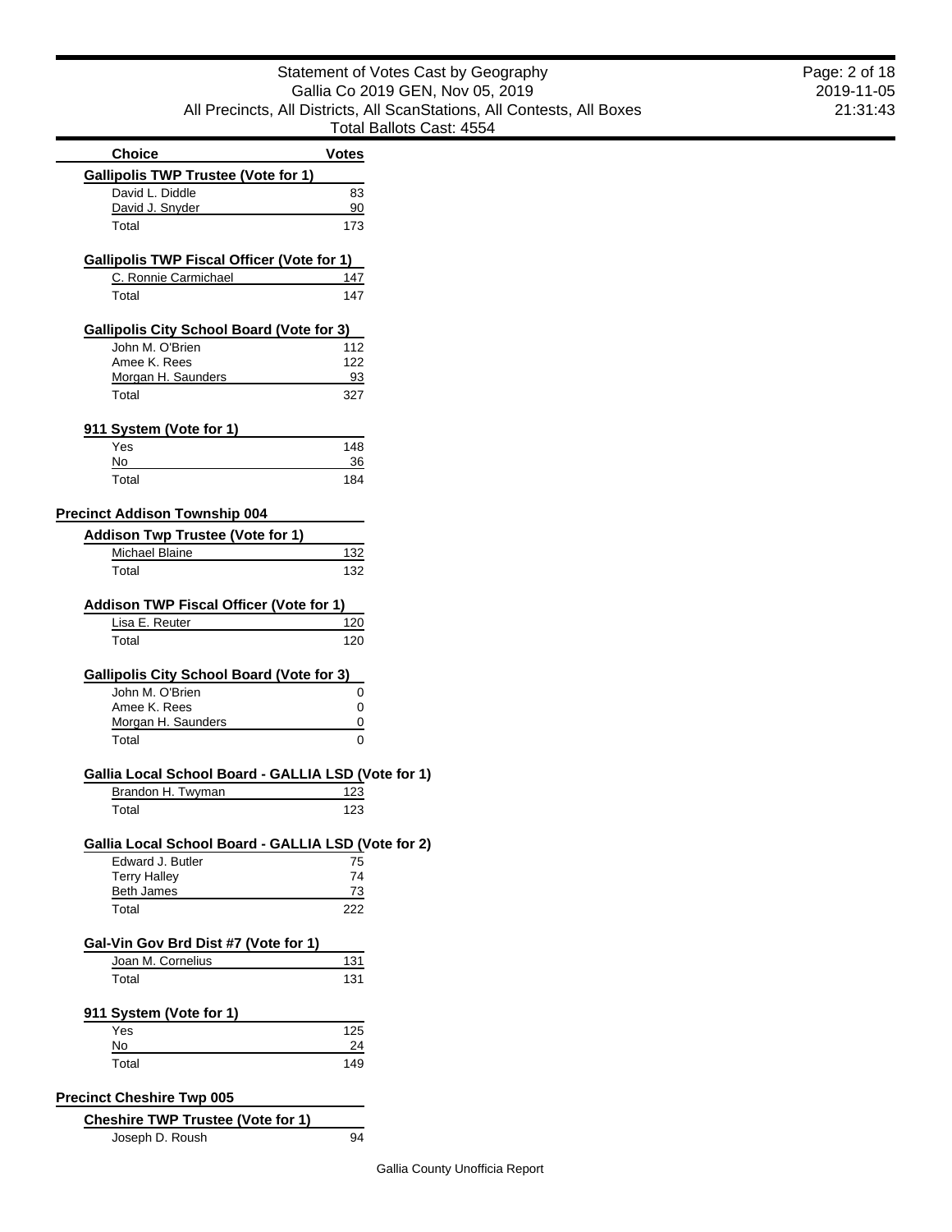| Choice | Votes |
|---|---|
| **Gallipolis TWP Trustee (Vote for 1)** | |
| David L. Diddle | 83 |
| David J. Snyder | 90 |
| Total | 173 |
| **Gallipolis TWP Fiscal Officer (Vote for 1)** | |
| C. Ronnie Carmichael | 147 |
| Total | 147 |
| **Gallipolis City School Board (Vote for 3)** | |
| John M. O'Brien | 112 |
| Amee K. Rees | 122 |
| Morgan H. Saunders | 93 |
| Total | 327 |
| **911 System (Vote for 1)** | |
| Yes | 148 |
| No | 36 |
| Total | 184 |

## Precinct Addison Township 004

| Choice | Votes |
|---|---|
| **Addison Twp Trustee (Vote for 1)** | |
| Michael Blaine | 132 |
| Total | 132 |
| **Addison TWP Fiscal Officer (Vote for 1)** | |
| Lisa E. Reuter | 120 |
| Total | 120 |
| **Gallipolis City School Board (Vote for 3)** | |
| John M. O'Brien | 0 |
| Amee K. Rees | 0 |
| Morgan H. Saunders | 0 |
| Total | 0 |
| **Gallia Local School Board - GALLIA LSD (Vote for 1)** | |
| Brandon H. Twyman | 123 |
| Total | 123 |
| **Gallia Local School Board - GALLIA LSD (Vote for 2)** | |
| Edward J. Butler | 75 |
| Terry Halley | 74 |
| Beth James | 73 |
| Total | 222 |
| **Gal-Vin Gov Brd Dist #7 (Vote for 1)** | |
| Joan M. Cornelius | 131 |
| Total | 131 |
| **911 System (Vote for 1)** | |
| Yes | 125 |
| No | 24 |
| Total | 149 |

## Precinct Cheshire Twp 005

| Choice | Votes |
|---|---|
| **Cheshire TWP Trustee (Vote for 1)** | |
| Joseph D. Roush | 94 |

Gallia County Unofficia Report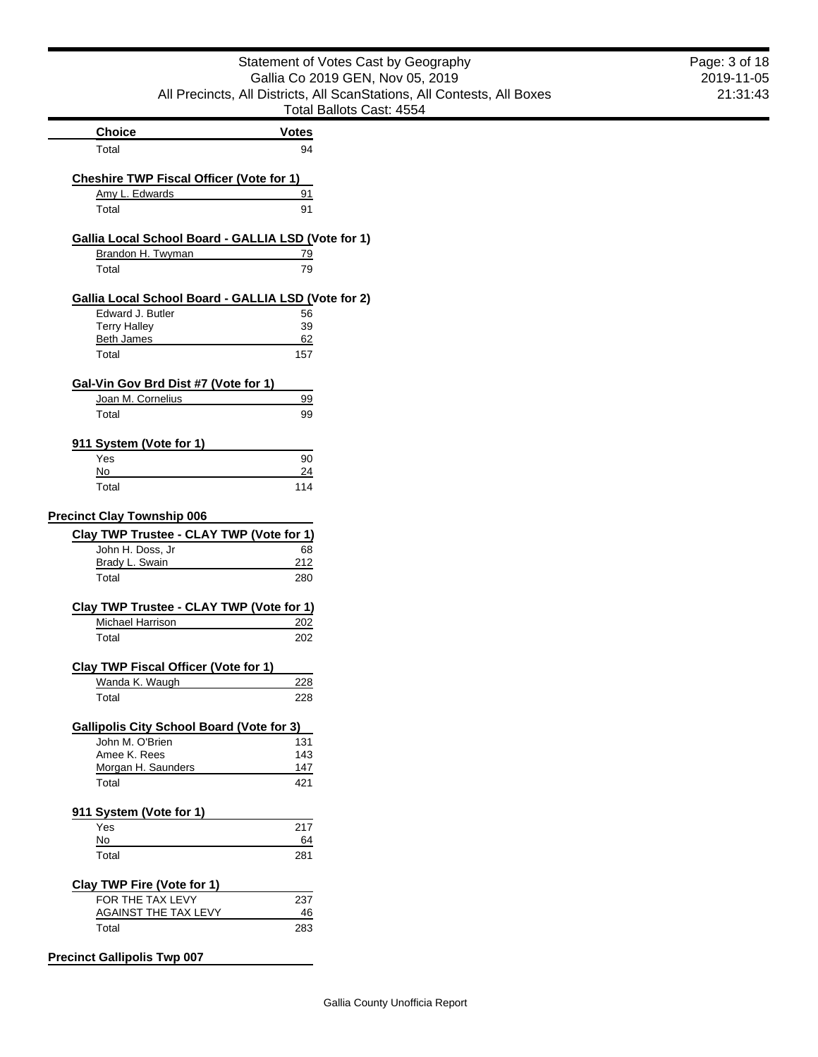| Choice | Votes |
| --- | --- |
| Total | 94 |

**Cheshire TWP Fiscal Officer (Vote for 1)**

| Choice | Votes |
| --- | --- |
| Amy L. Edwards | 91 |
| Total | 91 |

**Gallia Local School Board - GALLIA LSD (Vote for 1)**

| Choice | Votes |
| --- | --- |
| Brandon H. Twyman | 79 |
| Total | 79 |

**Gallia Local School Board - GALLIA LSD (Vote for 2)**

| Choice | Votes |
| --- | --- |
| Edward J. Butler | 56 |
| Terry Halley | 39 |
| Beth James | 62 |
| Total | 157 |

**Gal-Vin Gov Brd Dist #7 (Vote for 1)**

| Choice | Votes |
| --- | --- |
| Joan M. Cornelius | 99 |
| Total | 99 |

**911 System (Vote for 1)**

| Choice | Votes |
| --- | --- |
| Yes | 90 |
| No | 24 |
| Total | 114 |

## Precinct Clay Township 006

**Clay TWP Trustee - CLAY TWP (Vote for 1)**

| Choice | Votes |
| --- | --- |
| John H. Doss, Jr | 68 |
| Brady L. Swain | 212 |
| Total | 280 |

**Clay TWP Trustee - CLAY TWP (Vote for 1)**

| Choice | Votes |
| --- | --- |
| Michael Harrison | 202 |
| Total | 202 |

**Clay TWP Fiscal Officer (Vote for 1)**

| Choice | Votes |
| --- | --- |
| Wanda K. Waugh | 228 |
| Total | 228 |

**Gallipolis City School Board (Vote for 3)**

| Choice | Votes |
| --- | --- |
| John M. O'Brien | 131 |
| Amee K. Rees | 143 |
| Morgan H. Saunders | 147 |
| Total | 421 |

**911 System (Vote for 1)**

| Choice | Votes |
| --- | --- |
| Yes | 217 |
| No | 64 |
| Total | 281 |

**Clay TWP Fire (Vote for 1)**

| Choice | Votes |
| --- | --- |
| FOR THE TAX LEVY | 237 |
| AGAINST THE TAX LEVY | 46 |
| Total | 283 |

## Precinct Gallipolis Twp 007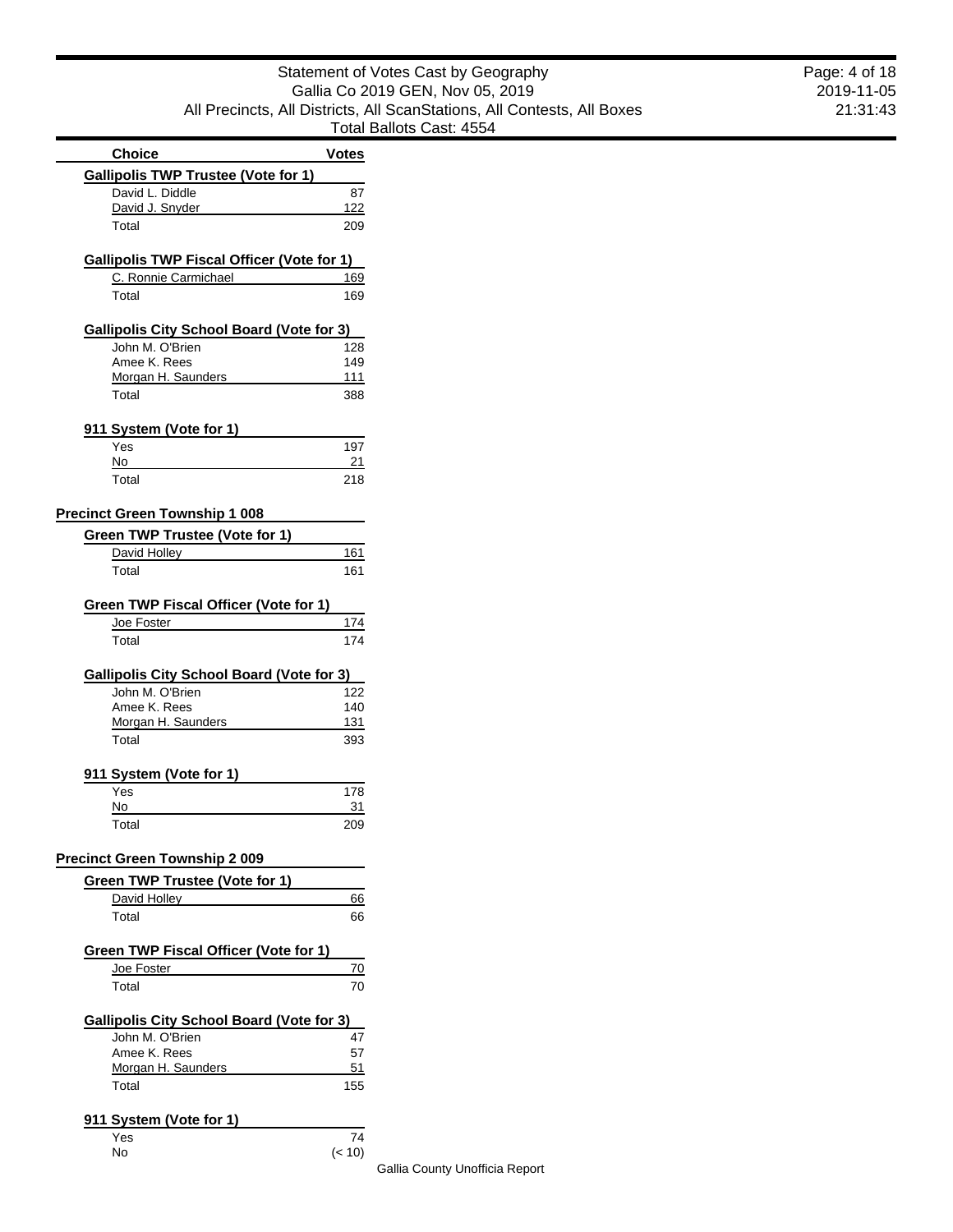| Choice | Votes |
|---|---|
| **Gallipolis TWP Trustee (Vote for 1)** | |
| David L. Diddle | 87 |
| David J. Snyder | 122 |
| Total | 209 |
| **Gallipolis TWP Fiscal Officer (Vote for 1)** | |
| C. Ronnie Carmichael | 169 |
| Total | 169 |
| **Gallipolis City School Board (Vote for 3)** | |
| John M. O'Brien | 128 |
| Amee K. Rees | 149 |
| Morgan H. Saunders | 111 |
| Total | 388 |
| **911 System (Vote for 1)** | |
| Yes | 197 |
| No | 21 |
| Total | 218 |

## Precinct Green Township 1 008

| Choice | Votes |
|---|---|
| **Green TWP Trustee (Vote for 1)** | |
| David Holley | 161 |
| Total | 161 |
| **Green TWP Fiscal Officer (Vote for 1)** | |
| Joe Foster | 174 |
| Total | 174 |
| **Gallipolis City School Board (Vote for 3)** | |
| John M. O'Brien | 122 |
| Amee K. Rees | 140 |
| Morgan H. Saunders | 131 |
| Total | 393 |
| **911 System (Vote for 1)** | |
| Yes | 178 |
| No | 31 |
| Total | 209 |

## Precinct Green Township 2 009

| Choice | Votes |
|---|---|
| **Green TWP Trustee (Vote for 1)** | |
| David Holley | 66 |
| Total | 66 |
| **Green TWP Fiscal Officer (Vote for 1)** | |
| Joe Foster | 70 |
| Total | 70 |
| **Gallipolis City School Board (Vote for 3)** | |
| John M. O'Brien | 47 |
| Amee K. Rees | 57 |
| Morgan H. Saunders | 51 |
| Total | 155 |
| **911 System (Vote for 1)** | |
| Yes | 74 |
| No | (< 10) |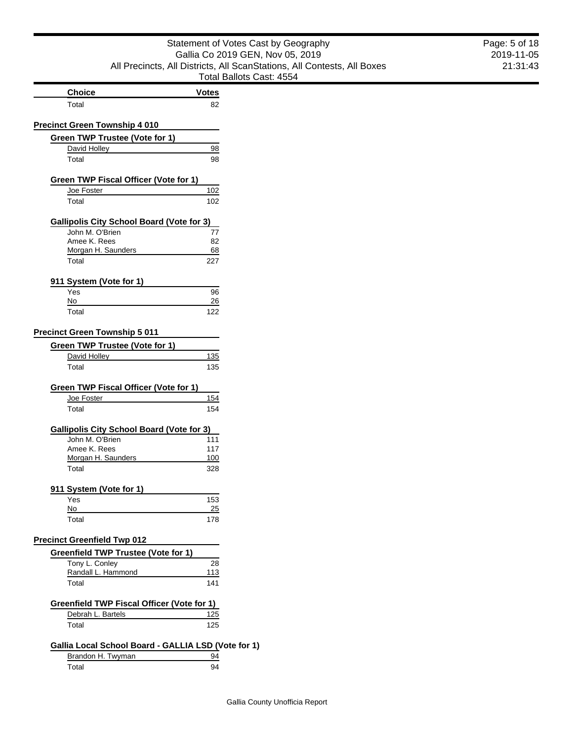| Choice | Votes |
| --- | --- |
| Total | 82 |

## Precinct Green Township 4 010

### Green TWP Trustee (Vote for 1)

| Choice | Votes |
| --- | --- |
| David Holley | 98 |
| Total | 98 |

### Green TWP Fiscal Officer (Vote for 1)

| Choice | Votes |
| --- | --- |
| Joe Foster | 102 |
| Total | 102 |

### Gallipolis City School Board (Vote for 3)

| Choice | Votes |
| --- | --- |
| John M. O'Brien | 77 |
| Amee K. Rees | 82 |
| Morgan H. Saunders | 68 |
| Total | 227 |

### 911 System (Vote for 1)

| Choice | Votes |
| --- | --- |
| Yes | 96 |
| No | 26 |
| Total | 122 |

## Precinct Green Township 5 011

### Green TWP Trustee (Vote for 1)

| Choice | Votes |
| --- | --- |
| David Holley | 135 |
| Total | 135 |

### Green TWP Fiscal Officer (Vote for 1)

| Choice | Votes |
| --- | --- |
| Joe Foster | 154 |
| Total | 154 |

### Gallipolis City School Board (Vote for 3)

| Choice | Votes |
| --- | --- |
| John M. O'Brien | 111 |
| Amee K. Rees | 117 |
| Morgan H. Saunders | 100 |
| Total | 328 |

### 911 System (Vote for 1)

| Choice | Votes |
| --- | --- |
| Yes | 153 |
| No | 25 |
| Total | 178 |

## Precinct Greenfield Twp 012

### Greenfield TWP Trustee (Vote for 1)

| Choice | Votes |
| --- | --- |
| Tony L. Conley | 28 |
| Randall L. Hammond | 113 |
| Total | 141 |

### Greenfield TWP Fiscal Officer (Vote for 1)

| Choice | Votes |
| --- | --- |
| Debrah L. Bartels | 125 |
| Total | 125 |

### Gallia Local School Board - GALLIA LSD (Vote for 1)

| Choice | Votes |
| --- | --- |
| Brandon H. Twyman | 94 |
| Total | 94 |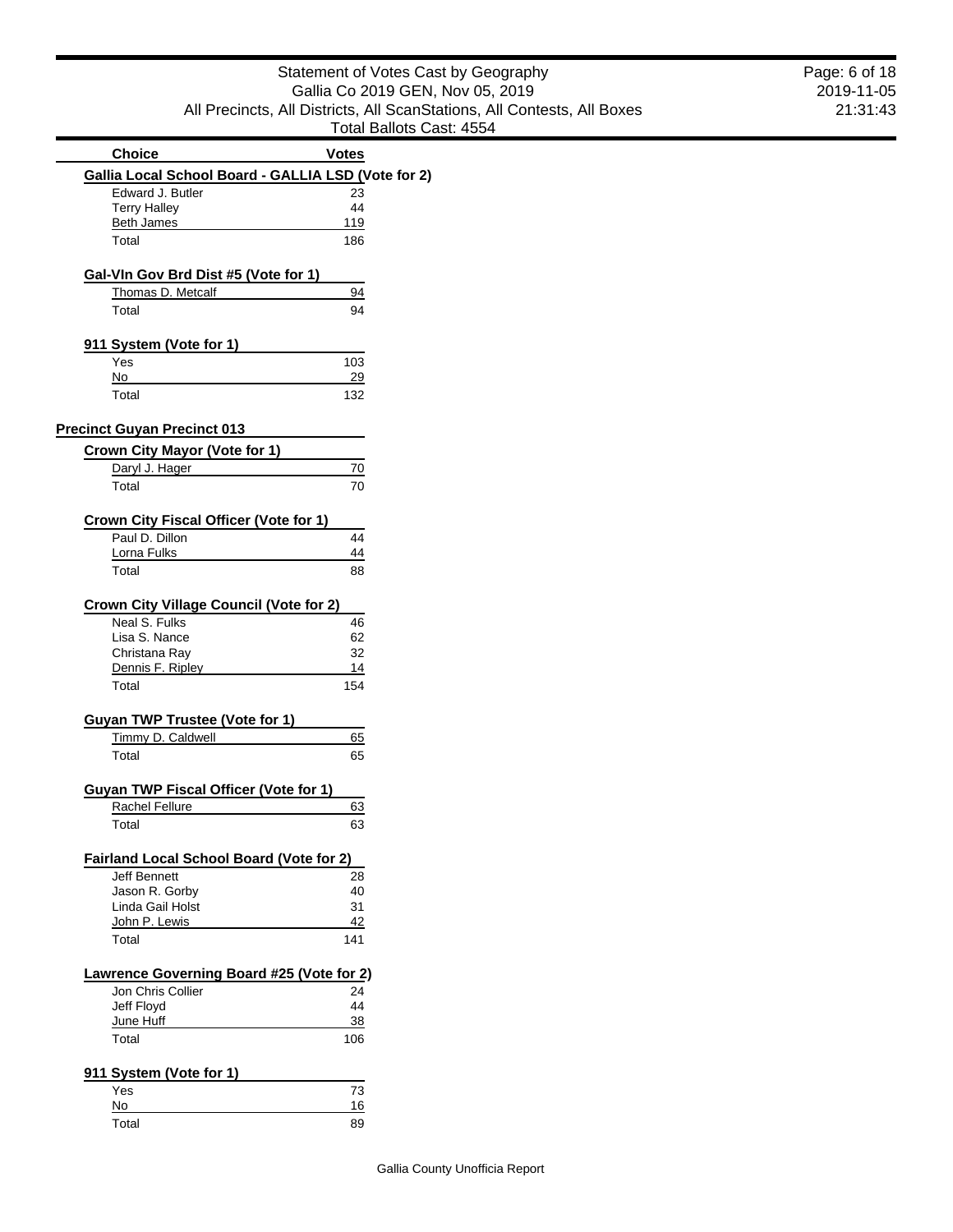| Choice | Votes |
|---|---|
| **Gallia Local School Board - GALLIA LSD (Vote for 2)** | |
| Edward J. Butler | 23 |
| Terry Halley | 44 |
| Beth James | 119 |
| Total | 186 |
| **Gal-Vln Gov Brd Dist #5 (Vote for 1)** | |
| Thomas D. Metcalf | 94 |
| Total | 94 |
| **911 System (Vote for 1)** | |
| Yes | 103 |
| No | 29 |
| Total | 132 |

## Precinct Guyan Precinct 013

| Choice | Votes |
|---|---|
| **Crown City Mayor (Vote for 1)** | |
| Daryl J. Hager | 70 |
| Total | 70 |
| **Crown City Fiscal Officer (Vote for 1)** | |
| Paul D. Dillon | 44 |
| Lorna Fulks | 44 |
| Total | 88 |
| **Crown City Village Council (Vote for 2)** | |
| Neal S. Fulks | 46 |
| Lisa S. Nance | 62 |
| Christana Ray | 32 |
| Dennis F. Ripley | 14 |
| Total | 154 |
| **Guyan TWP Trustee (Vote for 1)** | |
| Timmy D. Caldwell | 65 |
| Total | 65 |
| **Guyan TWP Fiscal Officer (Vote for 1)** | |
| Rachel Fellure | 63 |
| Total | 63 |
| **Fairland Local School Board (Vote for 2)** | |
| Jeff Bennett | 28 |
| Jason R. Gorby | 40 |
| Linda Gail Holst | 31 |
| John P. Lewis | 42 |
| Total | 141 |
| **Lawrence Governing Board #25 (Vote for 2)** | |
| Jon Chris Collier | 24 |
| Jeff Floyd | 44 |
| June Huff | 38 |
| Total | 106 |
| **911 System (Vote for 1)** | |
| Yes | 73 |
| No | 16 |
| Total | 89 |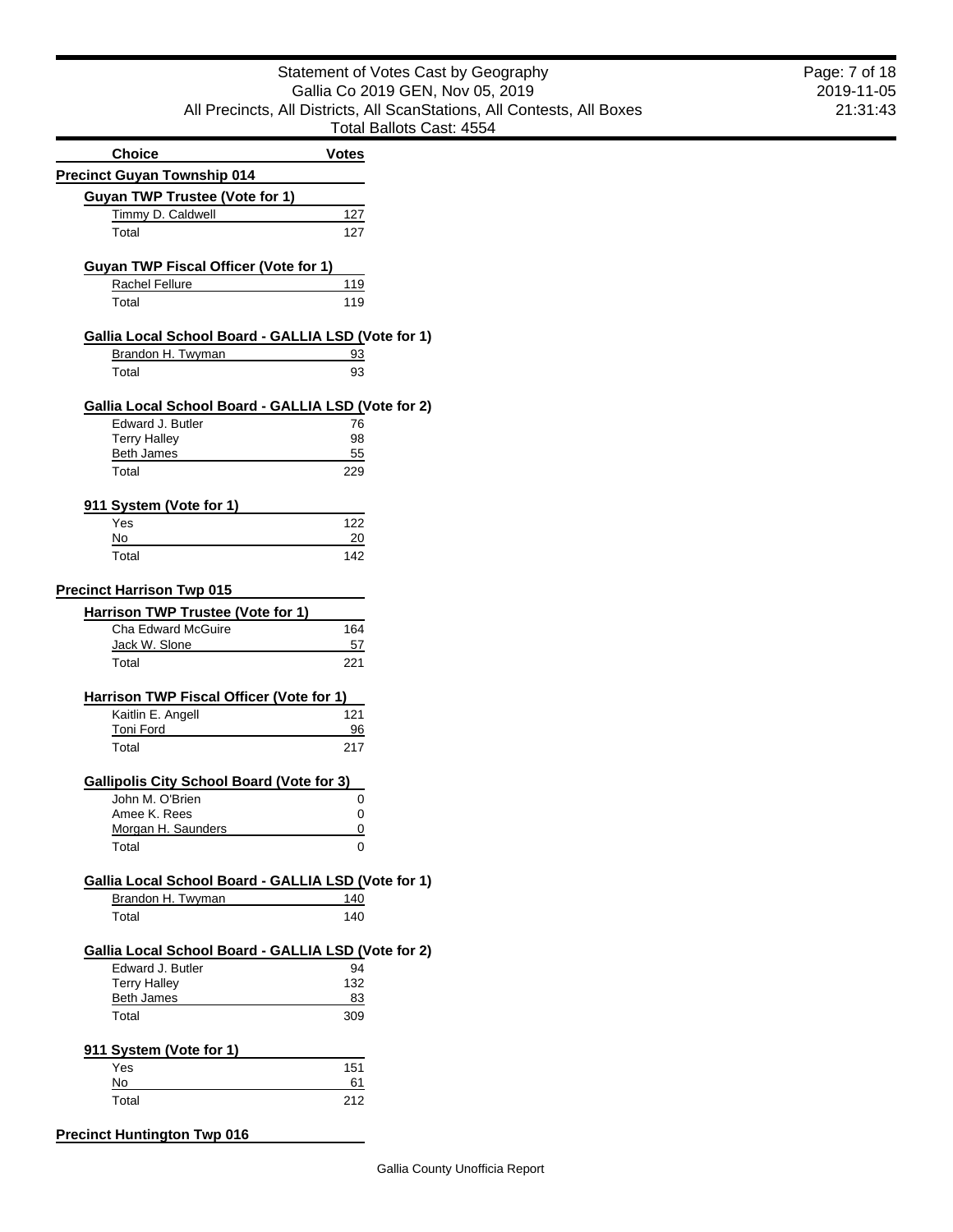| Choice | Votes |
|---|---|

## Precinct Guyan Township 014

### Guyan TWP Trustee (Vote for 1)

| Choice | Votes |
|---|---|
| Timmy D. Caldwell | 127 |
| Total | 127 |

### Guyan TWP Fiscal Officer (Vote for 1)

| Choice | Votes |
|---|---|
| Rachel Fellure | 119 |
| Total | 119 |

### Gallia Local School Board - GALLIA LSD (Vote for 1)

| Choice | Votes |
|---|---|
| Brandon H. Twyman | 93 |
| Total | 93 |

### Gallia Local School Board - GALLIA LSD (Vote for 2)

| Choice | Votes |
|---|---|
| Edward J. Butler | 76 |
| Terry Halley | 98 |
| Beth James | 55 |
| Total | 229 |

### 911 System (Vote for 1)

| Choice | Votes |
|---|---|
| Yes | 122 |
| No | 20 |
| Total | 142 |

## Precinct Harrison Twp 015

### Harrison TWP Trustee (Vote for 1)

| Choice | Votes |
|---|---|
| Cha Edward McGuire | 164 |
| Jack W. Slone | 57 |
| Total | 221 |

### Harrison TWP Fiscal Officer (Vote for 1)

| Choice | Votes |
|---|---|
| Kaitlin E. Angell | 121 |
| Toni Ford | 96 |
| Total | 217 |

### Gallipolis City School Board (Vote for 3)

| Choice | Votes |
|---|---|
| John M. O'Brien | 0 |
| Amee K. Rees | 0 |
| Morgan H. Saunders | 0 |
| Total | 0 |

### Gallia Local School Board - GALLIA LSD (Vote for 1)

| Choice | Votes |
|---|---|
| Brandon H. Twyman | 140 |
| Total | 140 |

### Gallia Local School Board - GALLIA LSD (Vote for 2)

| Choice | Votes |
|---|---|
| Edward J. Butler | 94 |
| Terry Halley | 132 |
| Beth James | 83 |
| Total | 309 |

### 911 System (Vote for 1)

| Choice | Votes |
|---|---|
| Yes | 151 |
| No | 61 |
| Total | 212 |

## Precinct Huntington Twp 016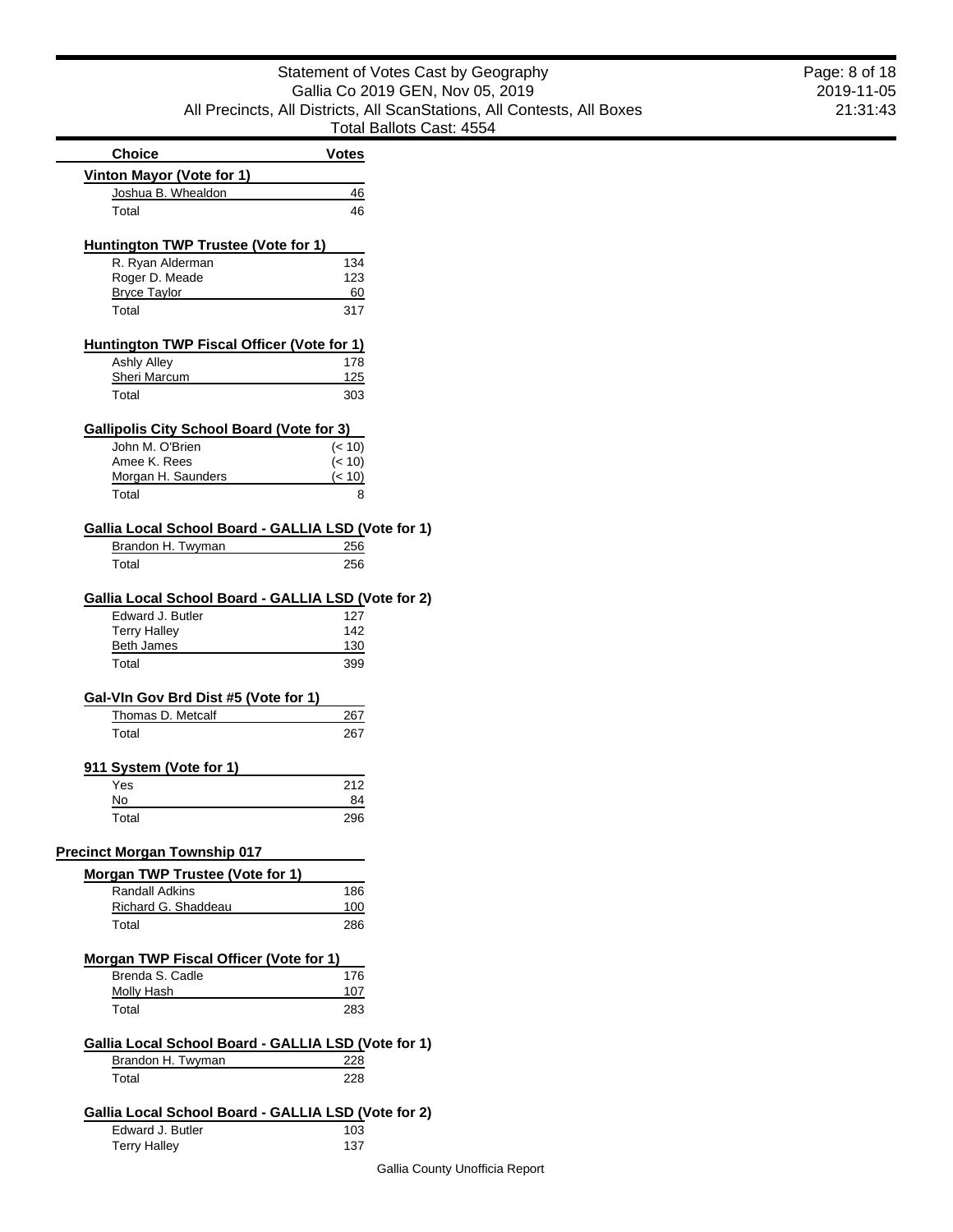## Statement of Votes Cast by Geography

Gallia Co 2019 GEN, Nov 05, 2019

All Precincts, All Districts, All ScanStations, All Contests, All Boxes

Total Ballots Cast: 4554

| Choice | Votes |
|---|---|
| **Vinton Mayor (Vote for 1)** | |
| Joshua B. Whealdon | 46 |
| Total | 46 |
| **Huntington TWP Trustee (Vote for 1)** | |
| R. Ryan Alderman | 134 |
| Roger D. Meade | 123 |
| Bryce Taylor | 60 |
| Total | 317 |
| **Huntington TWP Fiscal Officer (Vote for 1)** | |
| Ashly Alley | 178 |
| Sheri Marcum | 125 |
| Total | 303 |
| **Gallipolis City School Board (Vote for 3)** | |
| John M. O'Brien | (< 10) |
| Amee K. Rees | (< 10) |
| Morgan H. Saunders | (< 10) |
| Total | 8 |
| **Gallia Local School Board - GALLIA LSD (Vote for 1)** | |
| Brandon H. Twyman | 256 |
| Total | 256 |
| **Gallia Local School Board - GALLIA LSD (Vote for 2)** | |
| Edward J. Butler | 127 |
| Terry Halley | 142 |
| Beth James | 130 |
| Total | 399 |
| **Gal-Vln Gov Brd Dist #5 (Vote for 1)** | |
| Thomas D. Metcalf | 267 |
| Total | 267 |
| **911 System (Vote for 1)** | |
| Yes | 212 |
| No | 84 |
| Total | 296 |

### Precinct Morgan Township 017

| Choice | Votes |
|---|---|
| **Morgan TWP Trustee (Vote for 1)** | |
| Randall Adkins | 186 |
| Richard G. Shaddeau | 100 |
| Total | 286 |
| **Morgan TWP Fiscal Officer (Vote for 1)** | |
| Brenda S. Cadle | 176 |
| Molly Hash | 107 |
| Total | 283 |
| **Gallia Local School Board - GALLIA LSD (Vote for 1)** | |
| Brandon H. Twyman | 228 |
| Total | 228 |
| **Gallia Local School Board - GALLIA LSD (Vote for 2)** | |
| Edward J. Butler | 103 |
| Terry Halley | 137 |

Gallia County Unofficia Report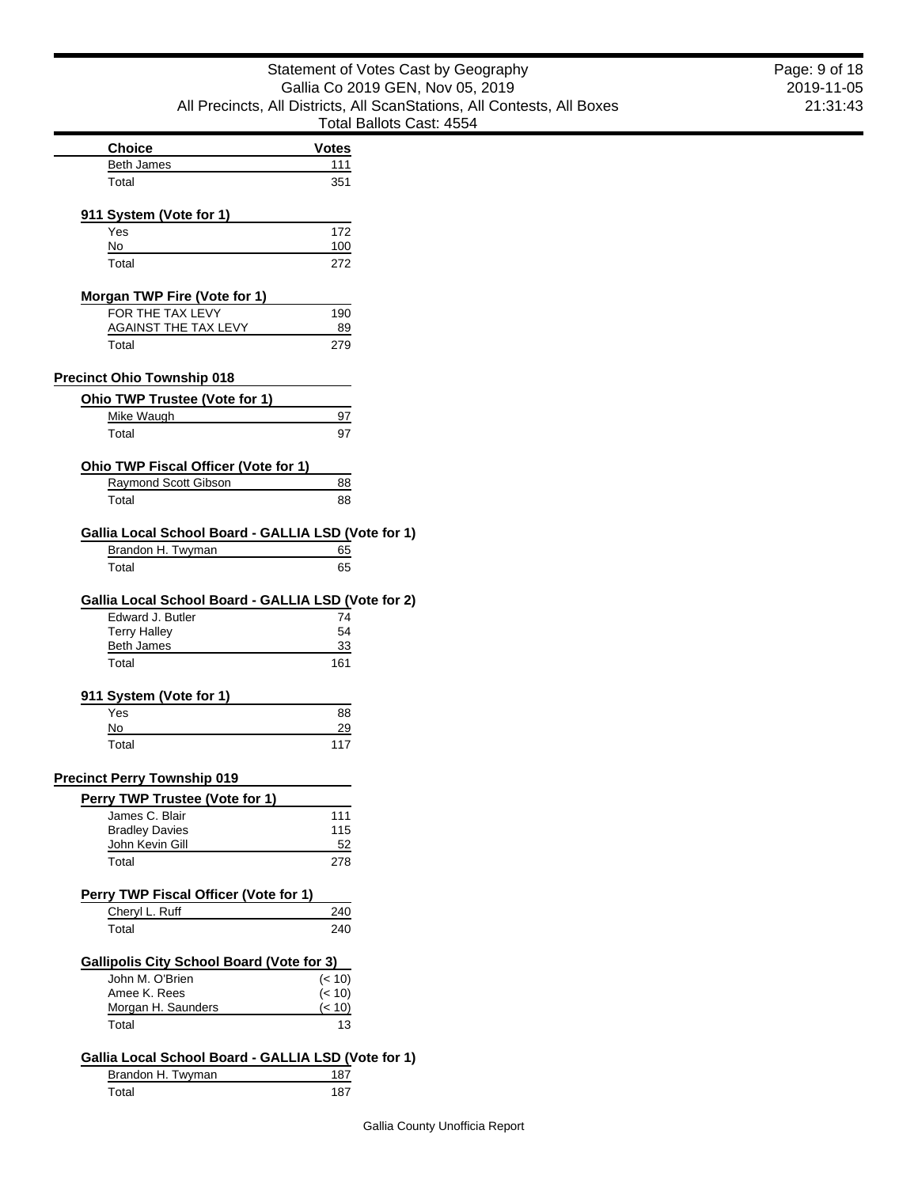| Choice | Votes |
| --- | --- |
| Beth James | 111 |
| Total | 351 |

**911 System (Vote for 1)**

| Choice | Votes |
| --- | --- |
| Yes | 172 |
| No | 100 |
| Total | 272 |

**Morgan TWP Fire (Vote for 1)**

| Choice | Votes |
| --- | --- |
| FOR THE TAX LEVY | 190 |
| AGAINST THE TAX LEVY | 89 |
| Total | 279 |

## Precinct Ohio Township 018

**Ohio TWP Trustee (Vote for 1)**

| Choice | Votes |
| --- | --- |
| Mike Waugh | 97 |
| Total | 97 |

**Ohio TWP Fiscal Officer (Vote for 1)**

| Choice | Votes |
| --- | --- |
| Raymond Scott Gibson | 88 |
| Total | 88 |

**Gallia Local School Board - GALLIA LSD (Vote for 1)**

| Choice | Votes |
| --- | --- |
| Brandon H. Twyman | 65 |
| Total | 65 |

**Gallia Local School Board - GALLIA LSD (Vote for 2)**

| Choice | Votes |
| --- | --- |
| Edward J. Butler | 74 |
| Terry Halley | 54 |
| Beth James | 33 |
| Total | 161 |

**911 System (Vote for 1)**

| Choice | Votes |
| --- | --- |
| Yes | 88 |
| No | 29 |
| Total | 117 |

## Precinct Perry Township 019

**Perry TWP Trustee (Vote for 1)**

| Choice | Votes |
| --- | --- |
| James C. Blair | 111 |
| Bradley Davies | 115 |
| John Kevin Gill | 52 |
| Total | 278 |

**Perry TWP Fiscal Officer (Vote for 1)**

| Choice | Votes |
| --- | --- |
| Cheryl L. Ruff | 240 |
| Total | 240 |

**Gallipolis City School Board (Vote for 3)**

| Choice | Votes |
| --- | --- |
| John M. O'Brien | (< 10) |
| Amee K. Rees | (< 10) |
| Morgan H. Saunders | (< 10) |
| Total | 13 |

**Gallia Local School Board - GALLIA LSD (Vote for 1)**

| Choice | Votes |
| --- | --- |
| Brandon H. Twyman | 187 |
| Total | 187 |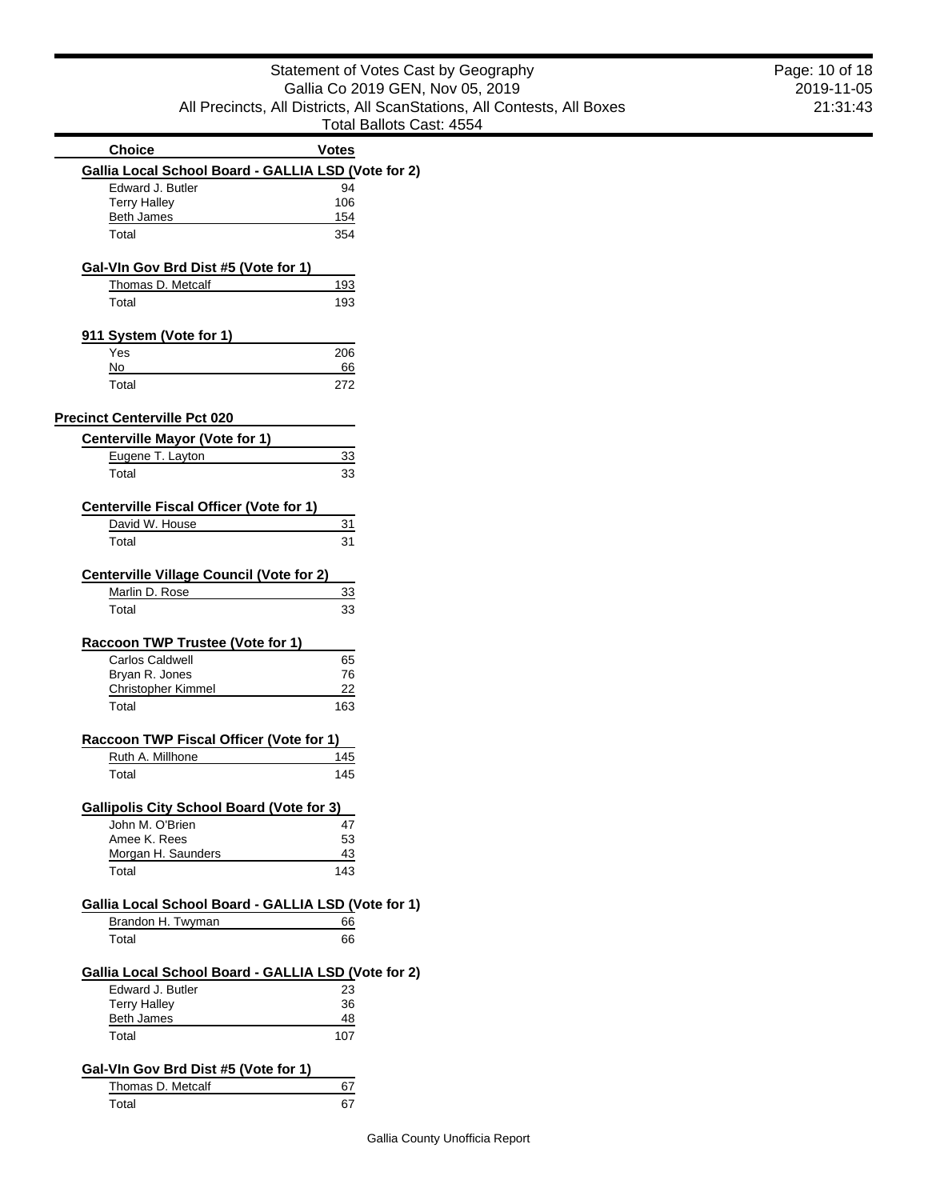# Statement of Votes Cast by Geography

Gallia Co 2019 GEN, Nov 05, 2019

All Precincts, All Districts, All ScanStations, All Contests, All Boxes

Total Ballots Cast: 4554

| Choice | Votes |
|---|---|
| **Gallia Local School Board - GALLIA LSD (Vote for 2)** | |
| Edward J. Butler | 94 |
| Terry Halley | 106 |
| Beth James | 154 |
| Total | 354 |
| **Gal-Vln Gov Brd Dist #5 (Vote for 1)** | |
| Thomas D. Metcalf | 193 |
| Total | 193 |
| **911 System (Vote for 1)** | |
| Yes | 206 |
| No | 66 |
| Total | 272 |

## Precinct Centerville Pct 020

| Choice | Votes |
|---|---|
| **Centerville Mayor (Vote for 1)** | |
| Eugene T. Layton | 33 |
| Total | 33 |
| **Centerville Fiscal Officer (Vote for 1)** | |
| David W. House | 31 |
| Total | 31 |
| **Centerville Village Council (Vote for 2)** | |
| Marlin D. Rose | 33 |
| Total | 33 |
| **Raccoon TWP Trustee (Vote for 1)** | |
| Carlos Caldwell | 65 |
| Bryan R. Jones | 76 |
| Christopher Kimmel | 22 |
| Total | 163 |
| **Raccoon TWP Fiscal Officer (Vote for 1)** | |
| Ruth A. Millhone | 145 |
| Total | 145 |
| **Gallipolis City School Board (Vote for 3)** | |
| John M. O'Brien | 47 |
| Amee K. Rees | 53 |
| Morgan H. Saunders | 43 |
| Total | 143 |
| **Gallia Local School Board - GALLIA LSD (Vote for 1)** | |
| Brandon H. Twyman | 66 |
| Total | 66 |
| **Gallia Local School Board - GALLIA LSD (Vote for 2)** | |
| Edward J. Butler | 23 |
| Terry Halley | 36 |
| Beth James | 48 |
| Total | 107 |
| **Gal-Vln Gov Brd Dist #5 (Vote for 1)** | |
| Thomas D. Metcalf | 67 |
| Total | 67 |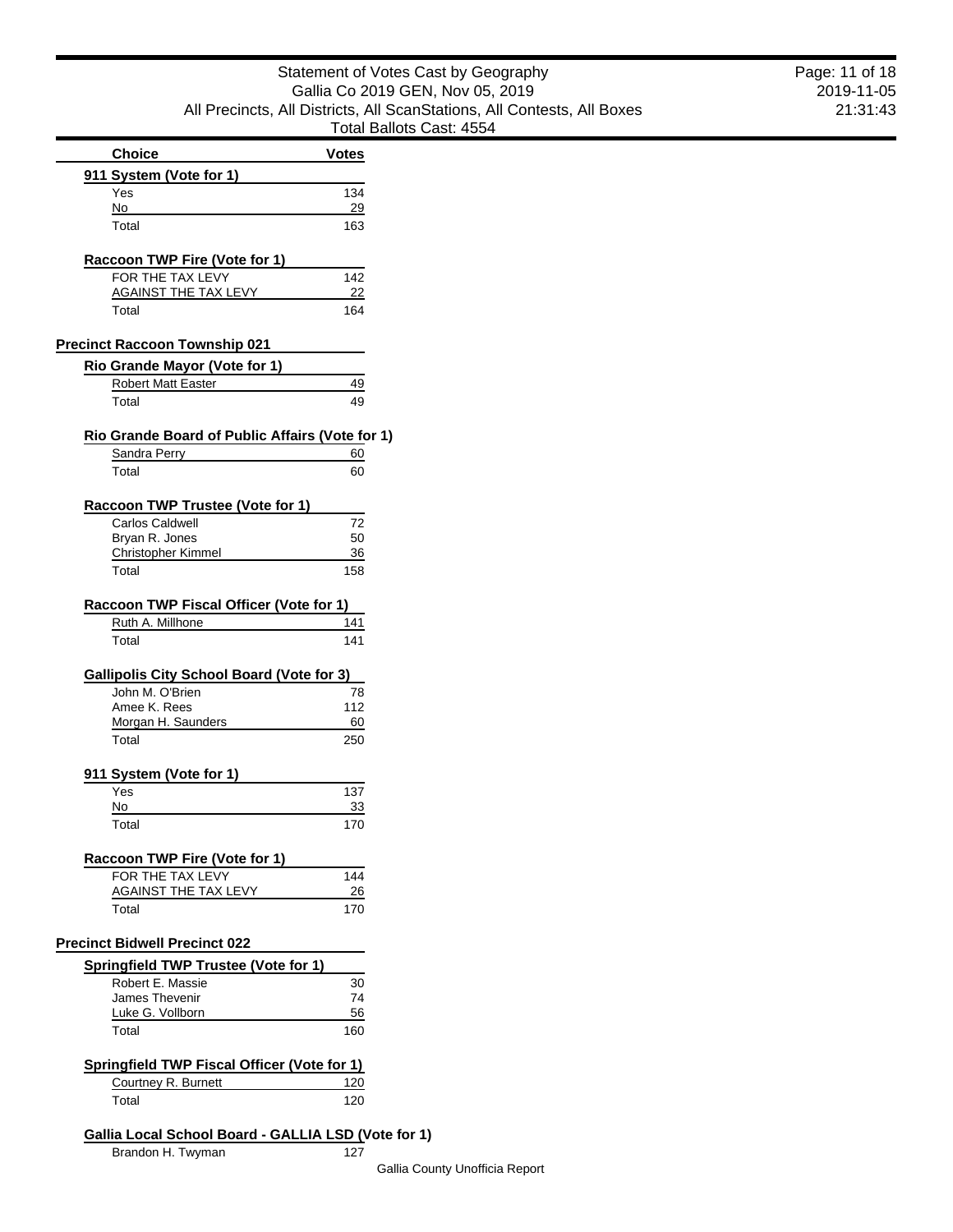| Choice | Votes |
|---|---|
| **911 System (Vote for 1)** | |
| Yes | 134 |
| No | 29 |
| Total | 163 |
| **Raccoon TWP Fire (Vote for 1)** | |
| FOR THE TAX LEVY | 142 |
| AGAINST THE TAX LEVY | 22 |
| Total | 164 |

## Precinct Raccoon Township 021

| Choice | Votes |
|---|---|
| **Rio Grande Mayor (Vote for 1)** | |
| Robert Matt Easter | 49 |
| Total | 49 |
| **Rio Grande Board of Public Affairs (Vote for 1)** | |
| Sandra Perry | 60 |
| Total | 60 |
| **Raccoon TWP Trustee (Vote for 1)** | |
| Carlos Caldwell | 72 |
| Bryan R. Jones | 50 |
| Christopher Kimmel | 36 |
| Total | 158 |
| **Raccoon TWP Fiscal Officer (Vote for 1)** | |
| Ruth A. Millhone | 141 |
| Total | 141 |
| **Gallipolis City School Board (Vote for 3)** | |
| John M. O'Brien | 78 |
| Amee K. Rees | 112 |
| Morgan H. Saunders | 60 |
| Total | 250 |
| **911 System (Vote for 1)** | |
| Yes | 137 |
| No | 33 |
| Total | 170 |
| **Raccoon TWP Fire (Vote for 1)** | |
| FOR THE TAX LEVY | 144 |
| AGAINST THE TAX LEVY | 26 |
| Total | 170 |

## Precinct Bidwell Precinct 022

| Choice | Votes |
|---|---|
| **Springfield TWP Trustee (Vote for 1)** | |
| Robert E. Massie | 30 |
| James Thevenir | 74 |
| Luke G. Vollborn | 56 |
| Total | 160 |
| **Springfield TWP Fiscal Officer (Vote for 1)** | |
| Courtney R. Burnett | 120 |
| Total | 120 |
| **Gallia Local School Board - GALLIA LSD (Vote for 1)** | |
| Brandon H. Twyman | 127 |

Gallia County Unofficia Report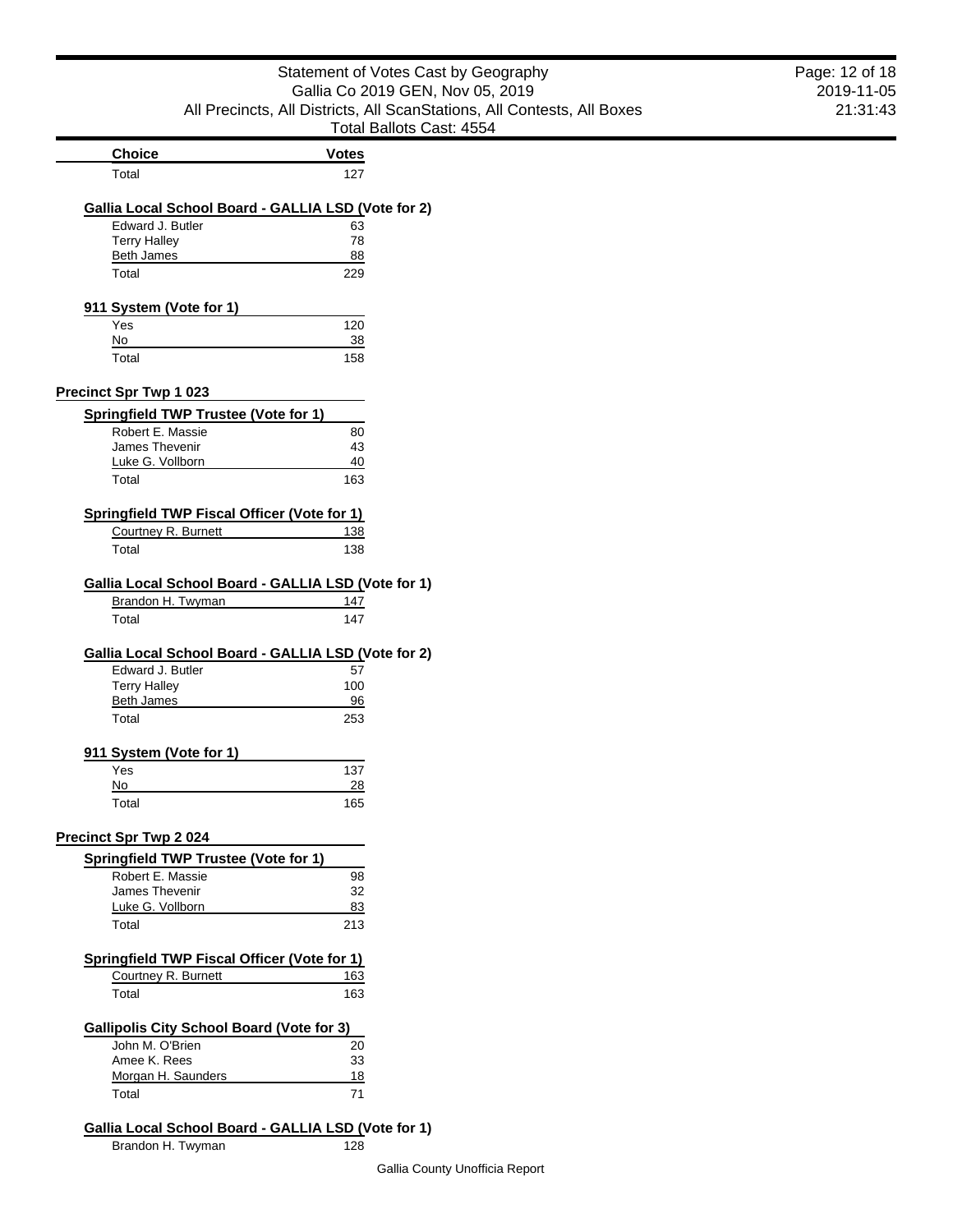| Choice | Votes |
|---|---|
| Total | 127 |

### Gallia Local School Board - GALLIA LSD (Vote for 2)

| Choice | Votes |
|---|---|
| Edward J. Butler | 63 |
| Terry Halley | 78 |
| Beth James | 88 |
| Total | 229 |

### 911 System (Vote for 1)

| Choice | Votes |
|---|---|
| Yes | 120 |
| No | 38 |
| Total | 158 |

## Precinct Spr Twp 1 023

### Springfield TWP Trustee (Vote for 1)

| Choice | Votes |
|---|---|
| Robert E. Massie | 80 |
| James Thevenir | 43 |
| Luke G. Vollborn | 40 |
| Total | 163 |

### Springfield TWP Fiscal Officer (Vote for 1)

| Choice | Votes |
|---|---|
| Courtney R. Burnett | 138 |
| Total | 138 |

### Gallia Local School Board - GALLIA LSD (Vote for 1)

| Choice | Votes |
|---|---|
| Brandon H. Twyman | 147 |
| Total | 147 |

### Gallia Local School Board - GALLIA LSD (Vote for 2)

| Choice | Votes |
|---|---|
| Edward J. Butler | 57 |
| Terry Halley | 100 |
| Beth James | 96 |
| Total | 253 |

### 911 System (Vote for 1)

| Choice | Votes |
|---|---|
| Yes | 137 |
| No | 28 |
| Total | 165 |

## Precinct Spr Twp 2 024

### Springfield TWP Trustee (Vote for 1)

| Choice | Votes |
|---|---|
| Robert E. Massie | 98 |
| James Thevenir | 32 |
| Luke G. Vollborn | 83 |
| Total | 213 |

### Springfield TWP Fiscal Officer (Vote for 1)

| Choice | Votes |
|---|---|
| Courtney R. Burnett | 163 |
| Total | 163 |

### Gallipolis City School Board (Vote for 3)

| Choice | Votes |
|---|---|
| John M. O'Brien | 20 |
| Amee K. Rees | 33 |
| Morgan H. Saunders | 18 |
| Total | 71 |

### Gallia Local School Board - GALLIA LSD (Vote for 1)

| Choice | Votes |
|---|---|
| Brandon H. Twyman | 128 |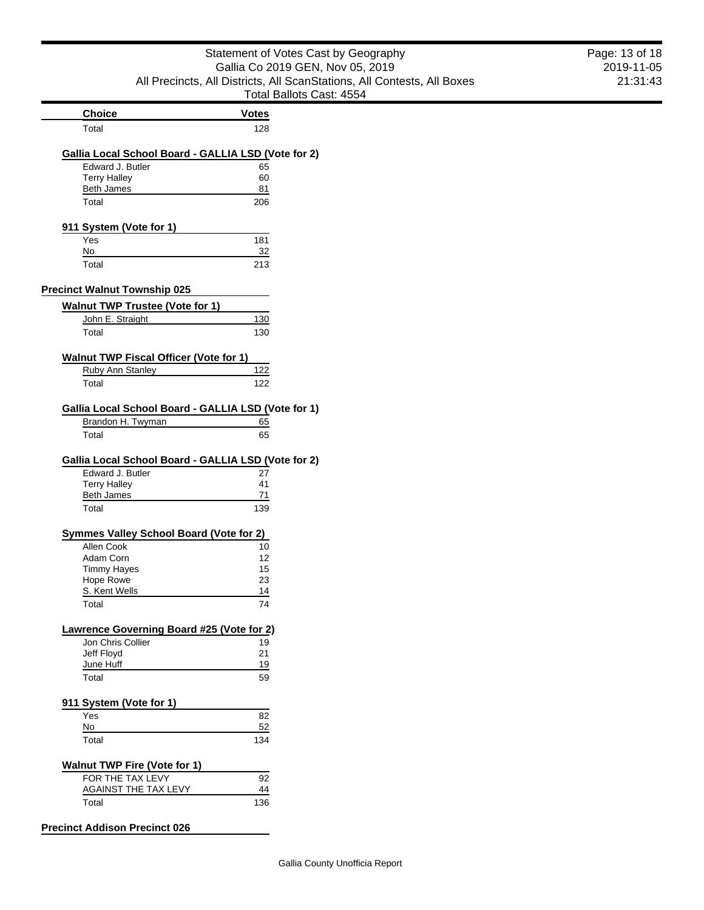| Choice | Votes |
|---|---|
| Total | 128 |

**Gallia Local School Board - GALLIA LSD (Vote for 2)**

| Choice | Votes |
|---|---|
| Edward J. Butler | 65 |
| Terry Halley | 60 |
| Beth James | 81 |
| Total | 206 |

**911 System (Vote for 1)**

| Choice | Votes |
|---|---|
| Yes | 181 |
| No | 32 |
| Total | 213 |

## Precinct Walnut Township 025

**Walnut TWP Trustee (Vote for 1)**

| Choice | Votes |
|---|---|
| John E. Straight | 130 |
| Total | 130 |

**Walnut TWP Fiscal Officer (Vote for 1)**

| Choice | Votes |
|---|---|
| Ruby Ann Stanley | 122 |
| Total | 122 |

**Gallia Local School Board - GALLIA LSD (Vote for 1)**

| Choice | Votes |
|---|---|
| Brandon H. Twyman | 65 |
| Total | 65 |

**Gallia Local School Board - GALLIA LSD (Vote for 2)**

| Choice | Votes |
|---|---|
| Edward J. Butler | 27 |
| Terry Halley | 41 |
| Beth James | 71 |
| Total | 139 |

**Symmes Valley School Board (Vote for 2)**

| Choice | Votes |
|---|---|
| Allen Cook | 10 |
| Adam Corn | 12 |
| Timmy Hayes | 15 |
| Hope Rowe | 23 |
| S. Kent Wells | 14 |
| Total | 74 |

**Lawrence Governing Board #25 (Vote for 2)**

| Choice | Votes |
|---|---|
| Jon Chris Collier | 19 |
| Jeff Floyd | 21 |
| June Huff | 19 |
| Total | 59 |

**911 System (Vote for 1)**

| Choice | Votes |
|---|---|
| Yes | 82 |
| No | 52 |
| Total | 134 |

**Walnut TWP Fire (Vote for 1)**

| Choice | Votes |
|---|---|
| FOR THE TAX LEVY | 92 |
| AGAINST THE TAX LEVY | 44 |
| Total | 136 |

## Precinct Addison Precinct 026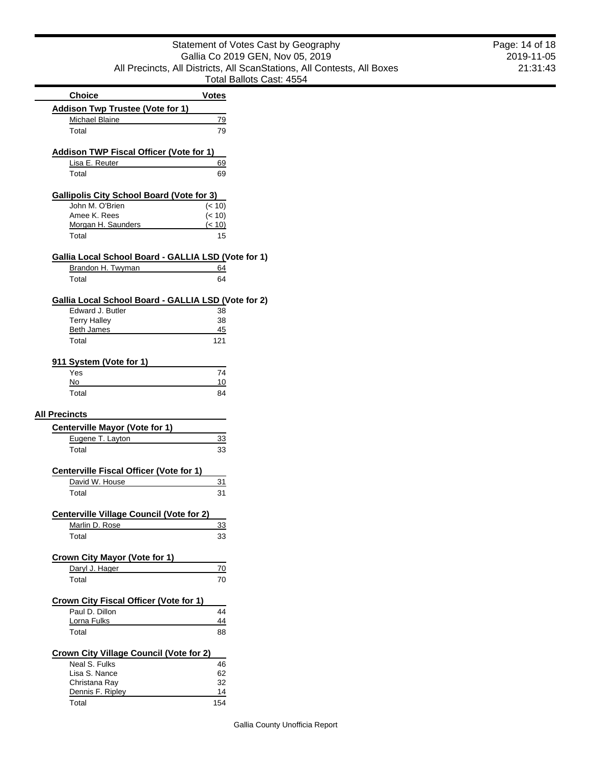| Choice | Votes |
|---|---|
| **Addison Twp Trustee (Vote for 1)** | |
| Michael Blaine | 79 |
| Total | 79 |
| **Addison TWP Fiscal Officer (Vote for 1)** | |
| Lisa E. Reuter | 69 |
| Total | 69 |
| **Gallipolis City School Board (Vote for 3)** | |
| John M. O'Brien | (< 10) |
| Amee K. Rees | (< 10) |
| Morgan H. Saunders | (< 10) |
| Total | 15 |
| **Gallia Local School Board - GALLIA LSD (Vote for 1)** | |
| Brandon H. Twyman | 64 |
| Total | 64 |
| **Gallia Local School Board - GALLIA LSD (Vote for 2)** | |
| Edward J. Butler | 38 |
| Terry Halley | 38 |
| Beth James | 45 |
| Total | 121 |
| **911 System (Vote for 1)** | |
| Yes | 74 |
| No | 10 |
| Total | 84 |

## All Precincts

| Choice | Votes |
|---|---|
| **Centerville Mayor (Vote for 1)** | |
| Eugene T. Layton | 33 |
| Total | 33 |
| **Centerville Fiscal Officer (Vote for 1)** | |
| David W. House | 31 |
| Total | 31 |
| **Centerville Village Council (Vote for 2)** | |
| Marlin D. Rose | 33 |
| Total | 33 |
| **Crown City Mayor (Vote for 1)** | |
| Daryl J. Hager | 70 |
| Total | 70 |
| **Crown City Fiscal Officer (Vote for 1)** | |
| Paul D. Dillon | 44 |
| Lorna Fulks | 44 |
| Total | 88 |
| **Crown City Village Council (Vote for 2)** | |
| Neal S. Fulks | 46 |
| Lisa S. Nance | 62 |
| Christana Ray | 32 |
| Dennis F. Ripley | 14 |
| Total | 154 |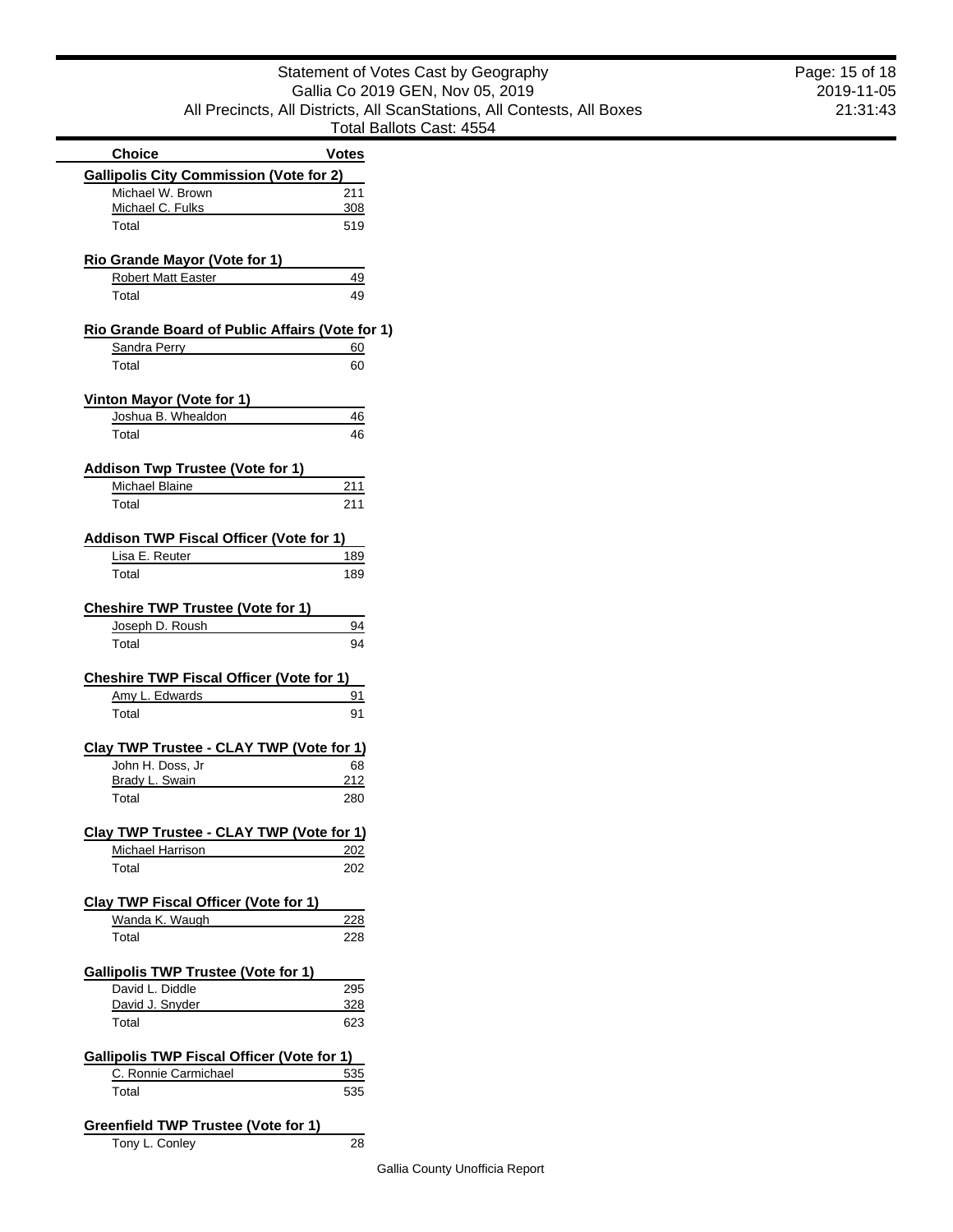| Choice | Votes |
|---|---|
| **Gallipolis City Commission (Vote for 2)** | |
| Michael W. Brown | 211 |
| Michael C. Fulks | 308 |
| Total | 519 |
| **Rio Grande Mayor (Vote for 1)** | |
| Robert Matt Easter | 49 |
| Total | 49 |
| **Rio Grande Board of Public Affairs (Vote for 1)** | |
| Sandra Perry | 60 |
| Total | 60 |
| **Vinton Mayor (Vote for 1)** | |
| Joshua B. Whealdon | 46 |
| Total | 46 |
| **Addison Twp Trustee (Vote for 1)** | |
| Michael Blaine | 211 |
| Total | 211 |
| **Addison TWP Fiscal Officer (Vote for 1)** | |
| Lisa E. Reuter | 189 |
| Total | 189 |
| **Cheshire TWP Trustee (Vote for 1)** | |
| Joseph D. Roush | 94 |
| Total | 94 |
| **Cheshire TWP Fiscal Officer (Vote for 1)** | |
| Amy L. Edwards | 91 |
| Total | 91 |
| **Clay TWP Trustee - CLAY TWP (Vote for 1)** | |
| John H. Doss, Jr | 68 |
| Brady L. Swain | 212 |
| Total | 280 |
| **Clay TWP Trustee - CLAY TWP (Vote for 1)** | |
| Michael Harrison | 202 |
| Total | 202 |
| **Clay TWP Fiscal Officer (Vote for 1)** | |
| Wanda K. Waugh | 228 |
| Total | 228 |
| **Gallipolis TWP Trustee (Vote for 1)** | |
| David L. Diddle | 295 |
| David J. Snyder | 328 |
| Total | 623 |
| **Gallipolis TWP Fiscal Officer (Vote for 1)** | |
| C. Ronnie Carmichael | 535 |
| Total | 535 |
| **Greenfield TWP Trustee (Vote for 1)** | |
| Tony L. Conley | 28 |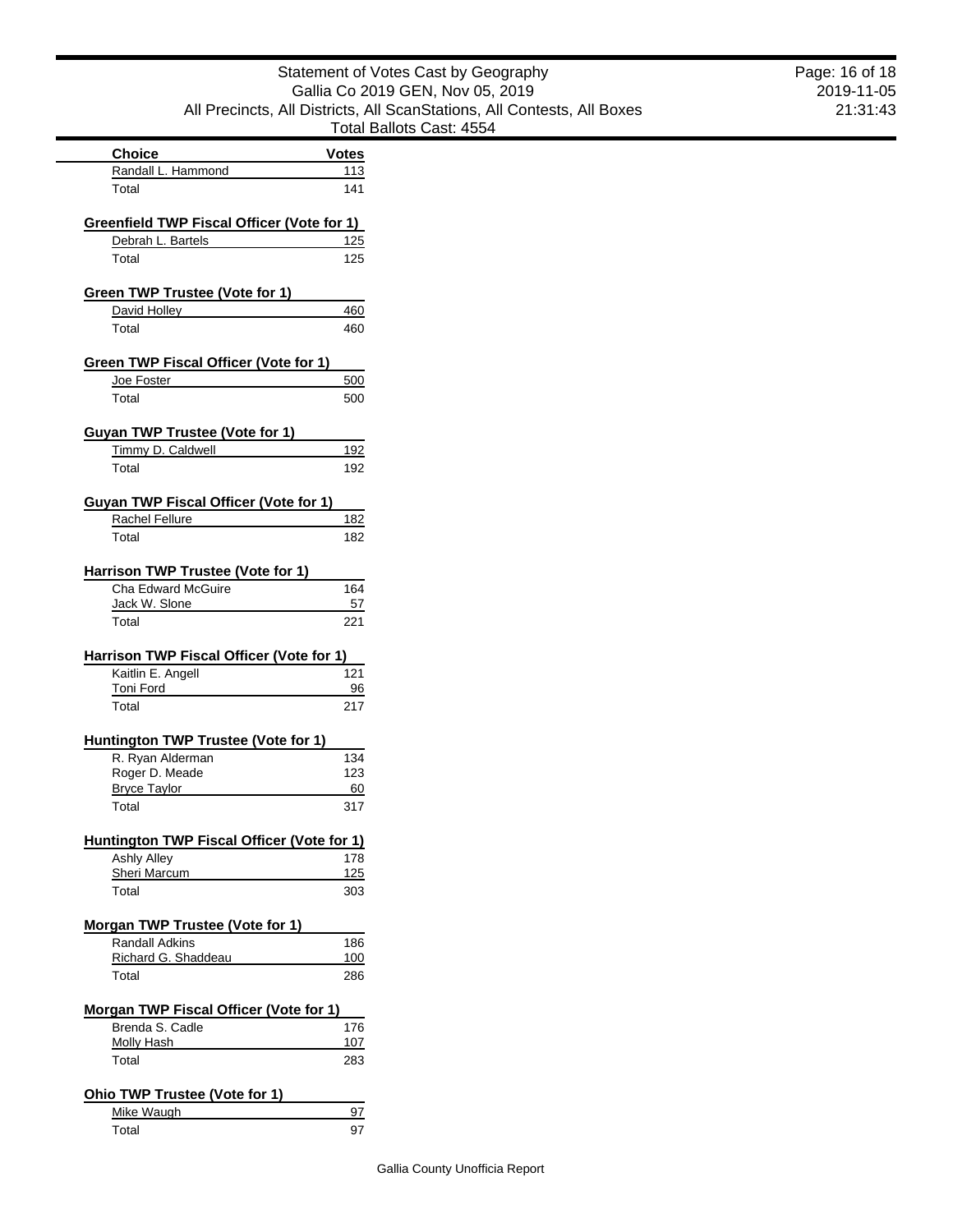| Choice | Votes |
|---|---|
| Randall L. Hammond | 113 |
| Total | 141 |

**Greenfield TWP Fiscal Officer (Vote for 1)**

| Choice | Votes |
|---|---|
| Debrah L. Bartels | 125 |
| Total | 125 |

**Green TWP Trustee (Vote for 1)**

| Choice | Votes |
|---|---|
| David Holley | 460 |
| Total | 460 |

**Green TWP Fiscal Officer (Vote for 1)**

| Choice | Votes |
|---|---|
| Joe Foster | 500 |
| Total | 500 |

**Guyan TWP Trustee (Vote for 1)**

| Choice | Votes |
|---|---|
| Timmy D. Caldwell | 192 |
| Total | 192 |

**Guyan TWP Fiscal Officer (Vote for 1)**

| Choice | Votes |
|---|---|
| Rachel Fellure | 182 |
| Total | 182 |

**Harrison TWP Trustee (Vote for 1)**

| Choice | Votes |
|---|---|
| Cha Edward McGuire | 164 |
| Jack W. Slone | 57 |
| Total | 221 |

**Harrison TWP Fiscal Officer (Vote for 1)**

| Choice | Votes |
|---|---|
| Kaitlin E. Angell | 121 |
| Toni Ford | 96 |
| Total | 217 |

**Huntington TWP Trustee (Vote for 1)**

| Choice | Votes |
|---|---|
| R. Ryan Alderman | 134 |
| Roger D. Meade | 123 |
| Bryce Taylor | 60 |
| Total | 317 |

**Huntington TWP Fiscal Officer (Vote for 1)**

| Choice | Votes |
|---|---|
| Ashly Alley | 178 |
| Sheri Marcum | 125 |
| Total | 303 |

**Morgan TWP Trustee (Vote for 1)**

| Choice | Votes |
|---|---|
| Randall Adkins | 186 |
| Richard G. Shaddeau | 100 |
| Total | 286 |

**Morgan TWP Fiscal Officer (Vote for 1)**

| Choice | Votes |
|---|---|
| Brenda S. Cadle | 176 |
| Molly Hash | 107 |
| Total | 283 |

**Ohio TWP Trustee (Vote for 1)**

| Choice | Votes |
|---|---|
| Mike Waugh | 97 |
| Total | 97 |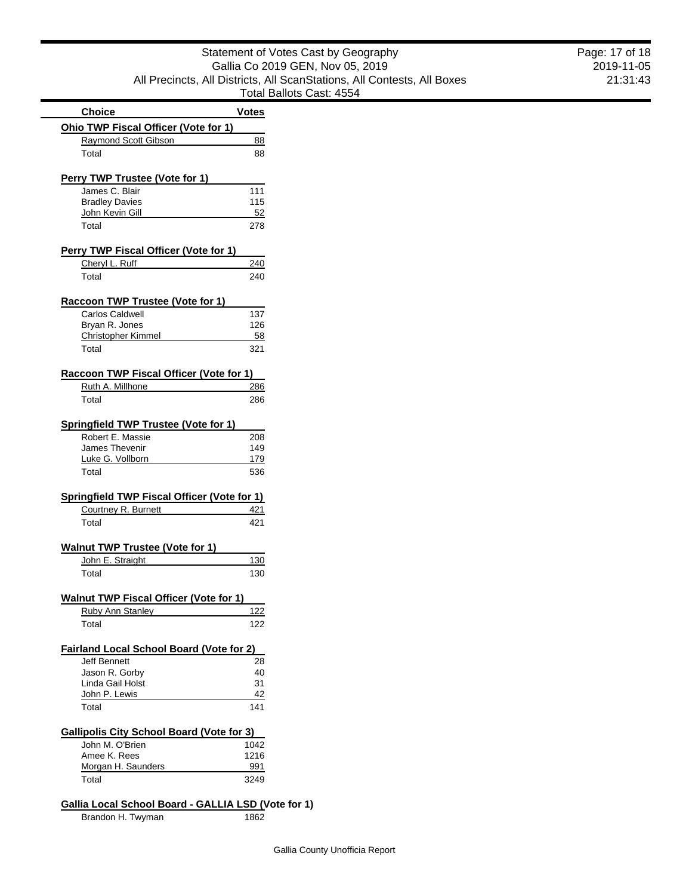Statement of Votes Cast by Geography
Gallia Co 2019 GEN, Nov 05, 2019
All Precincts, All Districts, All ScanStations, All Contests, All Boxes
Total Ballots Cast: 4554

| Choice | Votes |
|---|---|
| **Ohio TWP Fiscal Officer (Vote for 1)** | |
| Raymond Scott Gibson | 88 |
| Total | 88 |
| **Perry TWP Trustee (Vote for 1)** | |
| James C. Blair | 111 |
| Bradley Davies | 115 |
| John Kevin Gill | 52 |
| Total | 278 |
| **Perry TWP Fiscal Officer (Vote for 1)** | |
| Cheryl L. Ruff | 240 |
| Total | 240 |
| **Raccoon TWP Trustee (Vote for 1)** | |
| Carlos Caldwell | 137 |
| Bryan R. Jones | 126 |
| Christopher Kimmel | 58 |
| Total | 321 |
| **Raccoon TWP Fiscal Officer (Vote for 1)** | |
| Ruth A. Millhone | 286 |
| Total | 286 |
| **Springfield TWP Trustee (Vote for 1)** | |
| Robert E. Massie | 208 |
| James Thevenir | 149 |
| Luke G. Vollborn | 179 |
| Total | 536 |
| **Springfield TWP Fiscal Officer (Vote for 1)** | |
| Courtney R. Burnett | 421 |
| Total | 421 |
| **Walnut TWP Trustee (Vote for 1)** | |
| John E. Straight | 130 |
| Total | 130 |
| **Walnut TWP Fiscal Officer (Vote for 1)** | |
| Ruby Ann Stanley | 122 |
| Total | 122 |
| **Fairland Local School Board (Vote for 2)** | |
| Jeff Bennett | 28 |
| Jason R. Gorby | 40 |
| Linda Gail Holst | 31 |
| John P. Lewis | 42 |
| Total | 141 |
| **Gallipolis City School Board (Vote for 3)** | |
| John M. O'Brien | 1042 |
| Amee K. Rees | 1216 |
| Morgan H. Saunders | 991 |
| Total | 3249 |
| **Gallia Local School Board - GALLIA LSD (Vote for 1)** | |
| Brandon H. Twyman | 1862 |

Gallia County Unofficia Report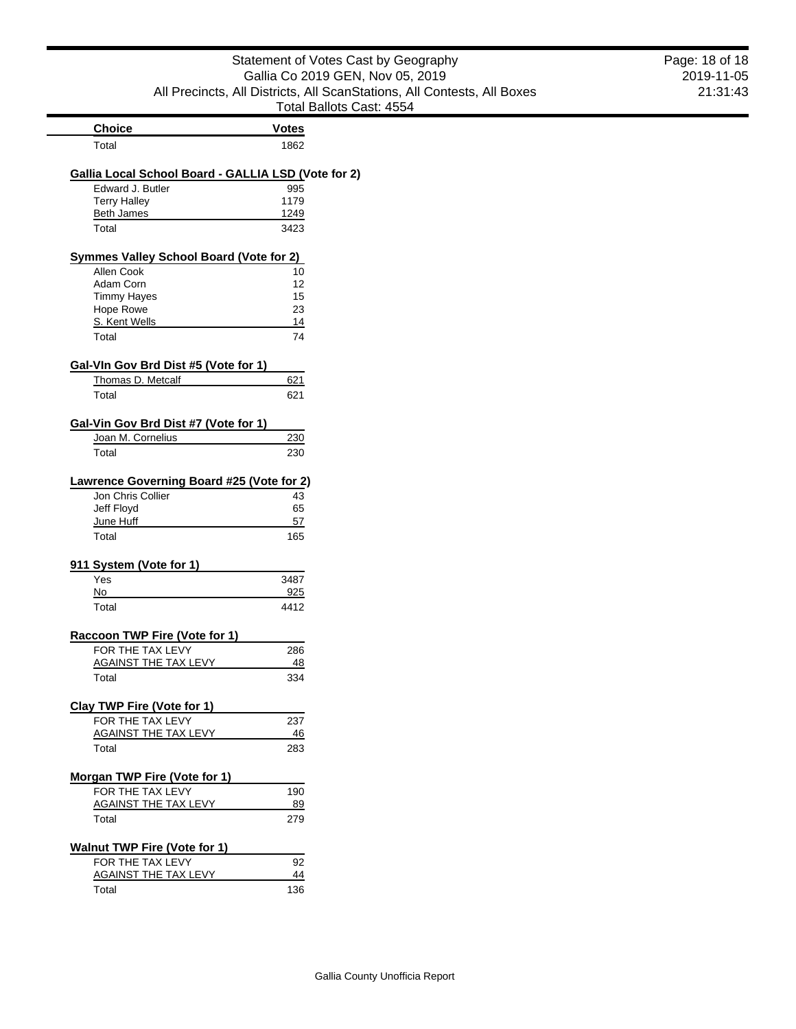| Choice | Votes |
|---|---|
| Total | 1862 |

**Gallia Local School Board - GALLIA LSD (Vote for 2)**

| Choice | Votes |
|---|---|
| Edward J. Butler | 995 |
| Terry Halley | 1179 |
| Beth James | 1249 |
| Total | 3423 |

**Symmes Valley School Board (Vote for 2)**

| Choice | Votes |
|---|---|
| Allen Cook | 10 |
| Adam Corn | 12 |
| Timmy Hayes | 15 |
| Hope Rowe | 23 |
| S. Kent Wells | 14 |
| Total | 74 |

**Gal-Vln Gov Brd Dist #5 (Vote for 1)**

| Choice | Votes |
|---|---|
| Thomas D. Metcalf | 621 |
| Total | 621 |

**Gal-Vin Gov Brd Dist #7 (Vote for 1)**

| Choice | Votes |
|---|---|
| Joan M. Cornelius | 230 |
| Total | 230 |

**Lawrence Governing Board #25 (Vote for 2)**

| Choice | Votes |
|---|---|
| Jon Chris Collier | 43 |
| Jeff Floyd | 65 |
| June Huff | 57 |
| Total | 165 |

**911 System (Vote for 1)**

| Choice | Votes |
|---|---|
| Yes | 3487 |
| No | 925 |
| Total | 4412 |

**Raccoon TWP Fire (Vote for 1)**

| Choice | Votes |
|---|---|
| FOR THE TAX LEVY | 286 |
| AGAINST THE TAX LEVY | 48 |
| Total | 334 |

**Clay TWP Fire (Vote for 1)**

| Choice | Votes |
|---|---|
| FOR THE TAX LEVY | 237 |
| AGAINST THE TAX LEVY | 46 |
| Total | 283 |

**Morgan TWP Fire (Vote for 1)**

| Choice | Votes |
|---|---|
| FOR THE TAX LEVY | 190 |
| AGAINST THE TAX LEVY | 89 |
| Total | 279 |

**Walnut TWP Fire (Vote for 1)**

| Choice | Votes |
|---|---|
| FOR THE TAX LEVY | 92 |
| AGAINST THE TAX LEVY | 44 |
| Total | 136 |